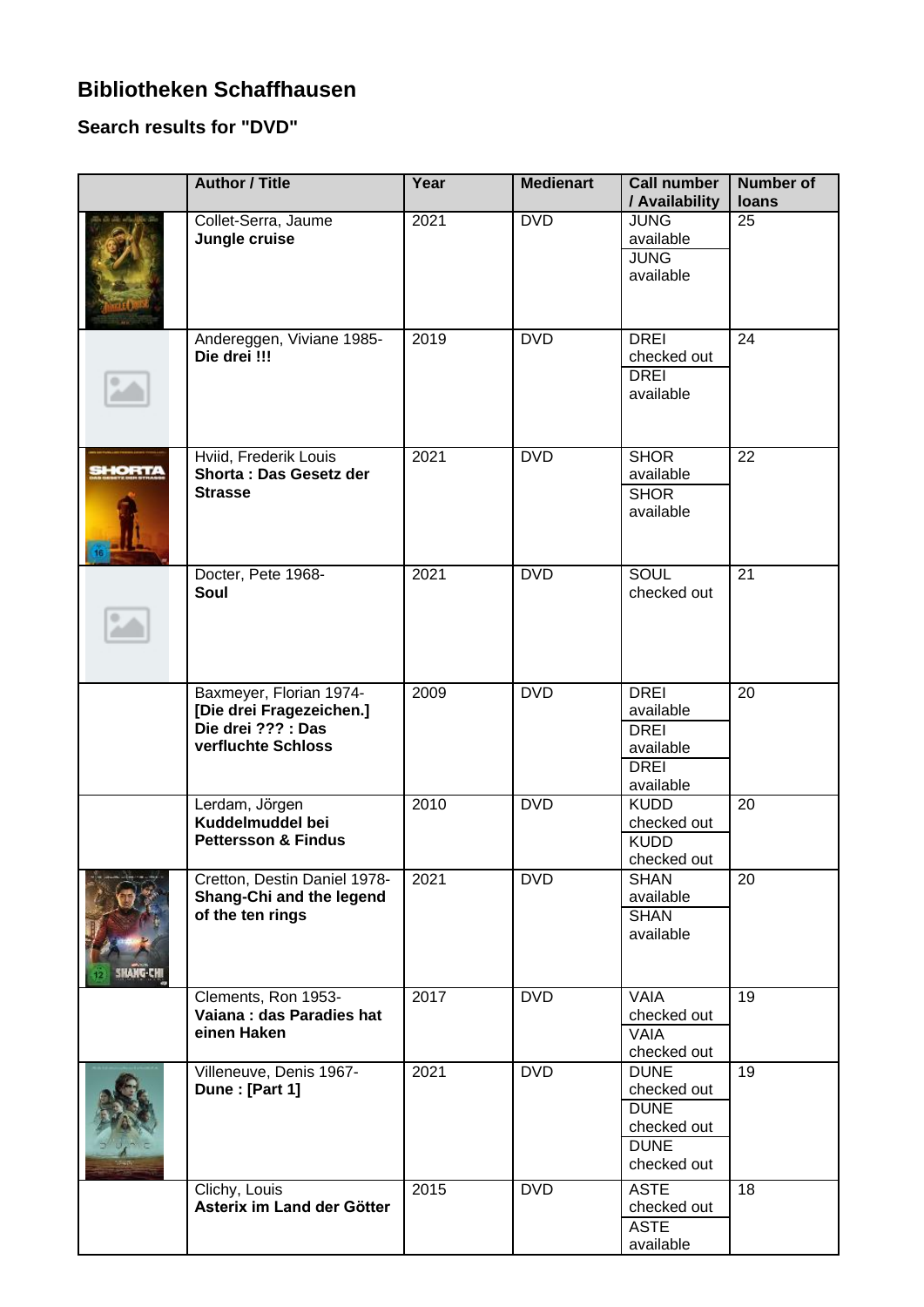# Bibliotheken Schaffhausen

## Search results for "DVD"

| | Author / Title | Year | Medienart | Call number / Availability | Number of loans |
|---|---|---|---|---|---|
| | Collet-Serra, Jaume **Jungle cruise** | 2021 | DVD | JUNG available<br>JUNG available | 25 |
| | Andereggen, Viviane 1985- **Die drei !!!** | 2019 | DVD | DREI checked out<br>DREI available | 24 |
| | Hviid, Frederik Louis **Shorta : Das Gesetz der Strasse** | 2021 | DVD | SHOR available<br>SHOR available | 22 |
| | Docter, Pete 1968- **Soul** | 2021 | DVD | SOUL checked out | 21 |
| | Baxmeyer, Florian 1974- **[Die drei Fragezeichen.] Die drei ??? : Das verfluchte Schloss** | 2009 | DVD | DREI available<br>DREI available<br>DREI available | 20 |
| | Lerdam, Jörgen **Kuddelmuddel bei Pettersson & Findus** | 2010 | DVD | KUDD checked out<br>KUDD checked out | 20 |
| | Cretton, Destin Daniel 1978- **Shang-Chi and the legend of the ten rings** | 2021 | DVD | SHAN available<br>SHAN available | 20 |
| | Clements, Ron 1953- **Vaiana : das Paradies hat einen Haken** | 2017 | DVD | VAIA checked out<br>VAIA checked out | 19 |
| | Villeneuve, Denis 1967- **Dune : [Part 1]** | 2021 | DVD | DUNE checked out<br>DUNE checked out<br>DUNE checked out | 19 |
| | Clichy, Louis **Asterix im Land der Götter** | 2015 | DVD | ASTE checked out<br>ASTE available | 18 |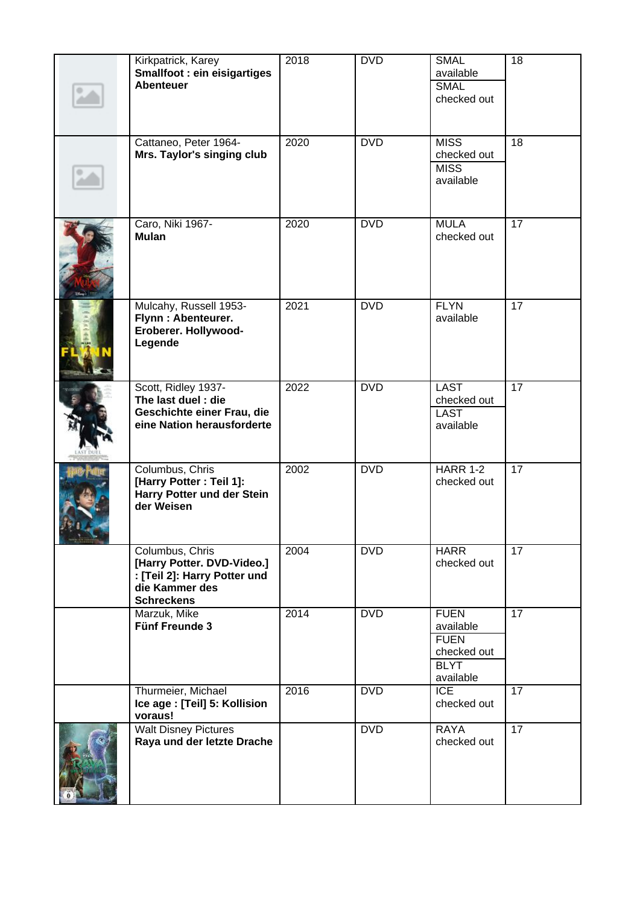| | | | | | |
|---|---|---|---|---|---|
| | Kirkpatrick, Karey<br>**Smallfoot : ein eisigartiges Abenteuer** | 2018 | DVD | SMAL available<br>SMAL checked out | 18 |
| | Cattaneo, Peter 1964-<br>**Mrs. Taylor's singing club** | 2020 | DVD | MISS checked out<br>MISS available | 18 |
| | Caro, Niki 1967-<br>**Mulan** | 2020 | DVD | MULA checked out | 17 |
| | Mulcahy, Russell 1953-<br>**Flynn : Abenteurer. Eroberer. Hollywood-Legende** | 2021 | DVD | FLYN available | 17 |
| | Scott, Ridley 1937-<br>**The last duel : die Geschichte einer Frau, die eine Nation herausforderte** | 2022 | DVD | LAST checked out<br>LAST available | 17 |
| | Columbus, Chris<br>**[Harry Potter : Teil 1]: Harry Potter und der Stein der Weisen** | 2002 | DVD | HARR 1-2 checked out | 17 |
| | Columbus, Chris<br>**[Harry Potter. DVD-Video.] : [Teil 2]: Harry Potter und die Kammer des Schreckens** | 2004 | DVD | HARR checked out | 17 |
| | Marzuk, Mike<br>**Fünf Freunde 3** | 2014 | DVD | FUEN available<br>FUEN checked out<br>BLYT available | 17 |
| | Thurmeier, Michael<br>**Ice age : [Teil] 5: Kollision voraus!** | 2016 | DVD | ICE checked out | 17 |
| | Walt Disney Pictures<br>**Raya und der letzte Drache** | | DVD | RAYA checked out | 17 |